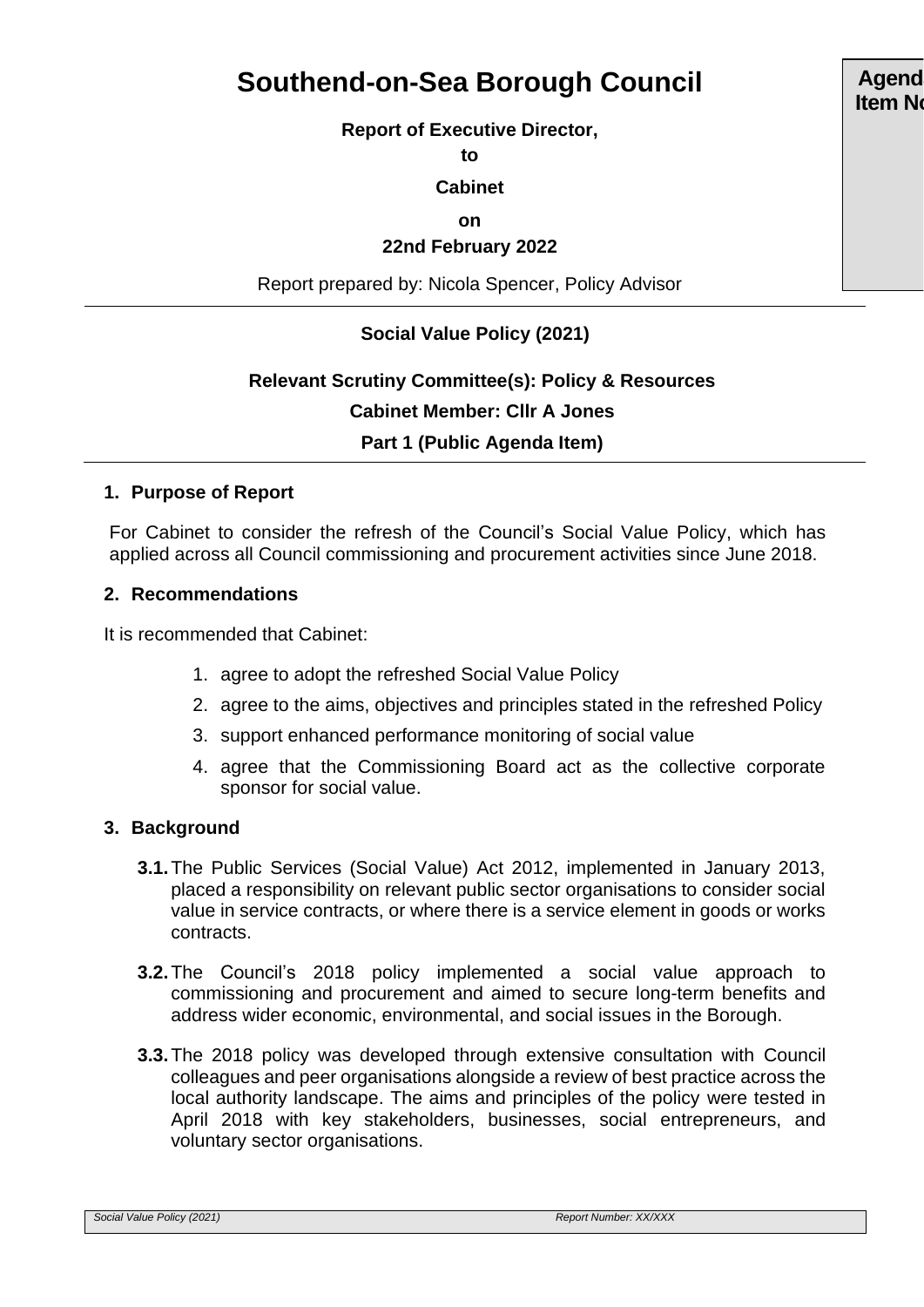# Southend-on-Sea Borough Council

Agend Item No

**Report of Executive Director,**

**to**

**Cabinet**

**on**

**22nd February 2022**

Report prepared by: Nicola Spencer, Policy Advisor

**Social Value Policy (2021)**

**Relevant Scrutiny Committee(s): Policy & Resources**

**Cabinet Member: Cllr A Jones**

**Part 1 (Public Agenda Item)**

## 1. Purpose of Report

For Cabinet to consider the refresh of the Council's Social Value Policy, which has applied across all Council commissioning and procurement activities since June 2018.

## 2. Recommendations

It is recommended that Cabinet:

1. agree to adopt the refreshed Social Value Policy
2. agree to the aims, objectives and principles stated in the refreshed Policy
3. support enhanced performance monitoring of social value
4. agree that the Commissioning Board act as the collective corporate sponsor for social value.

## 3. Background

**3.1.** The Public Services (Social Value) Act 2012, implemented in January 2013, placed a responsibility on relevant public sector organisations to consider social value in service contracts, or where there is a service element in goods or works contracts.

**3.2.** The Council's 2018 policy implemented a social value approach to commissioning and procurement and aimed to secure long-term benefits and address wider economic, environmental, and social issues in the Borough.

**3.3.** The 2018 policy was developed through extensive consultation with Council colleagues and peer organisations alongside a review of best practice across the local authority landscape. The aims and principles of the policy were tested in April 2018 with key stakeholders, businesses, social entrepreneurs, and voluntary sector organisations.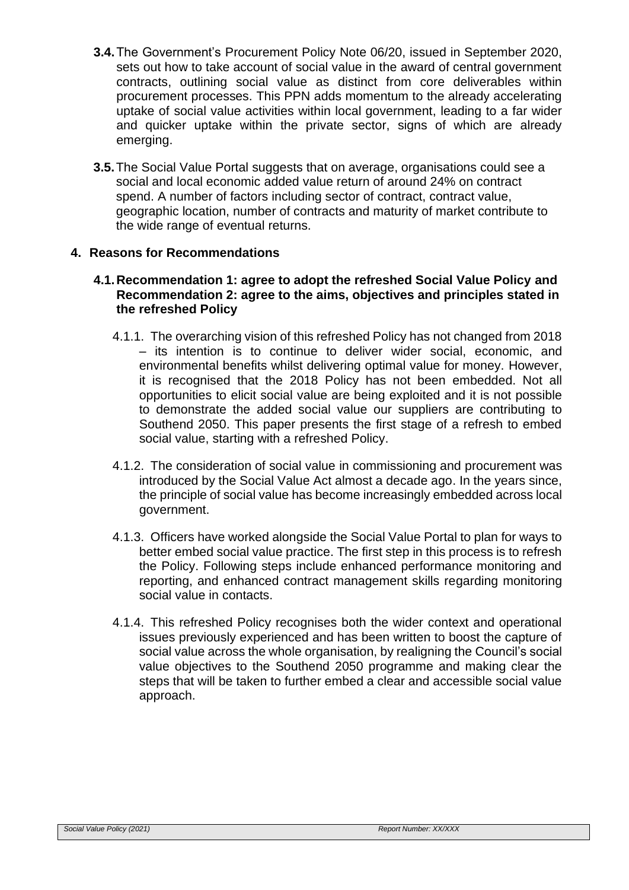**3.4.** The Government's Procurement Policy Note 06/20, issued in September 2020, sets out how to take account of social value in the award of central government contracts, outlining social value as distinct from core deliverables within procurement processes. This PPN adds momentum to the already accelerating uptake of social value activities within local government, leading to a far wider and quicker uptake within the private sector, signs of which are already emerging.

**3.5.** The Social Value Portal suggests that on average, organisations could see a social and local economic added value return of around 24% on contract spend. A number of factors including sector of contract, contract value, geographic location, number of contracts and maturity of market contribute to the wide range of eventual returns.

## 4. Reasons for Recommendations

### 4.1. Recommendation 1: agree to adopt the refreshed Social Value Policy and Recommendation 2: agree to the aims, objectives and principles stated in the refreshed Policy

4.1.1. The overarching vision of this refreshed Policy has not changed from 2018 – its intention is to continue to deliver wider social, economic, and environmental benefits whilst delivering optimal value for money. However, it is recognised that the 2018 Policy has not been embedded. Not all opportunities to elicit social value are being exploited and it is not possible to demonstrate the added social value our suppliers are contributing to Southend 2050. This paper presents the first stage of a refresh to embed social value, starting with a refreshed Policy.

4.1.2. The consideration of social value in commissioning and procurement was introduced by the Social Value Act almost a decade ago. In the years since, the principle of social value has become increasingly embedded across local government.

4.1.3. Officers have worked alongside the Social Value Portal to plan for ways to better embed social value practice. The first step in this process is to refresh the Policy. Following steps include enhanced performance monitoring and reporting, and enhanced contract management skills regarding monitoring social value in contacts.

4.1.4. This refreshed Policy recognises both the wider context and operational issues previously experienced and has been written to boost the capture of social value across the whole organisation, by realigning the Council's social value objectives to the Southend 2050 programme and making clear the steps that will be taken to further embed a clear and accessible social value approach.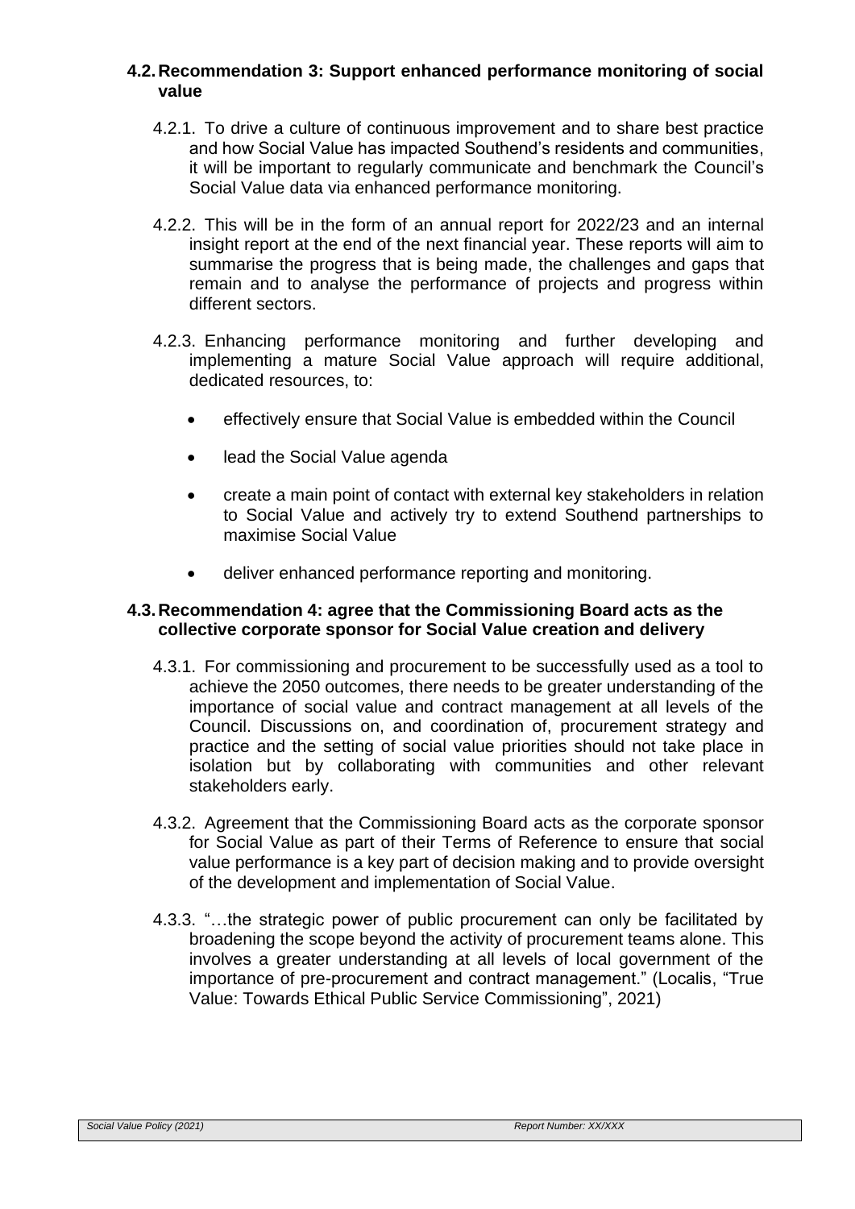### 4.2. Recommendation 3: Support enhanced performance monitoring of social value

4.2.1. To drive a culture of continuous improvement and to share best practice and how Social Value has impacted Southend's residents and communities, it will be important to regularly communicate and benchmark the Council's Social Value data via enhanced performance monitoring.

4.2.2. This will be in the form of an annual report for 2022/23 and an internal insight report at the end of the next financial year. These reports will aim to summarise the progress that is being made, the challenges and gaps that remain and to analyse the performance of projects and progress within different sectors.

4.2.3. Enhancing performance monitoring and further developing and implementing a mature Social Value approach will require additional, dedicated resources, to:

- effectively ensure that Social Value is embedded within the Council
- lead the Social Value agenda
- create a main point of contact with external key stakeholders in relation to Social Value and actively try to extend Southend partnerships to maximise Social Value
- deliver enhanced performance reporting and monitoring.

### 4.3. Recommendation 4: agree that the Commissioning Board acts as the collective corporate sponsor for Social Value creation and delivery

4.3.1. For commissioning and procurement to be successfully used as a tool to achieve the 2050 outcomes, there needs to be greater understanding of the importance of social value and contract management at all levels of the Council. Discussions on, and coordination of, procurement strategy and practice and the setting of social value priorities should not take place in isolation but by collaborating with communities and other relevant stakeholders early.

4.3.2. Agreement that the Commissioning Board acts as the corporate sponsor for Social Value as part of their Terms of Reference to ensure that social value performance is a key part of decision making and to provide oversight of the development and implementation of Social Value.

4.3.3. "…the strategic power of public procurement can only be facilitated by broadening the scope beyond the activity of procurement teams alone. This involves a greater understanding at all levels of local government of the importance of pre-procurement and contract management." (Localis, "True Value: Towards Ethical Public Service Commissioning", 2021)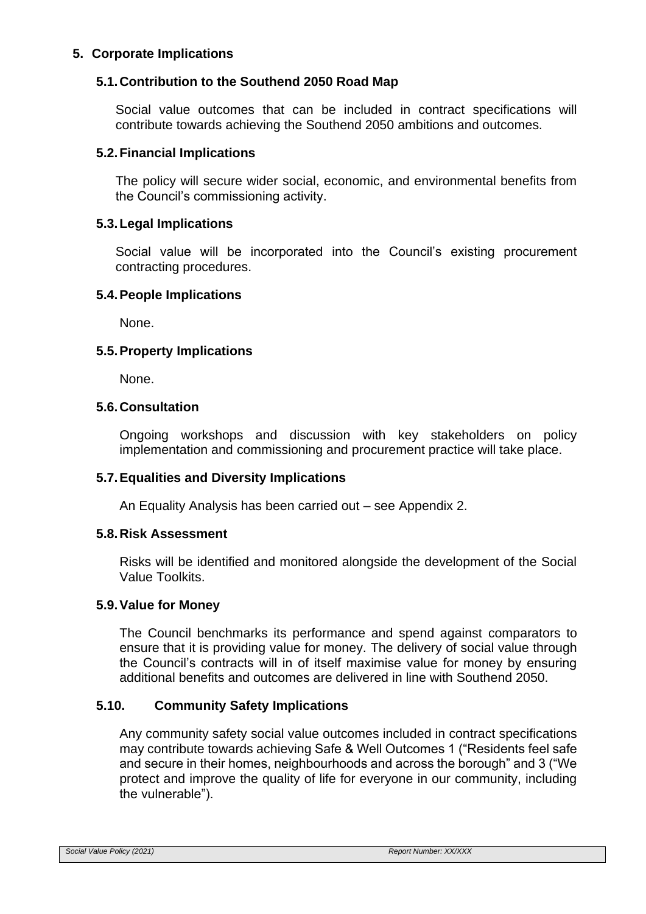## 5. Corporate Implications

### 5.1. Contribution to the Southend 2050 Road Map

Social value outcomes that can be included in contract specifications will contribute towards achieving the Southend 2050 ambitions and outcomes.

### 5.2. Financial Implications

The policy will secure wider social, economic, and environmental benefits from the Council's commissioning activity.

### 5.3. Legal Implications

Social value will be incorporated into the Council's existing procurement contracting procedures.

### 5.4. People Implications

None.

### 5.5. Property Implications

None.

### 5.6. Consultation

Ongoing workshops and discussion with key stakeholders on policy implementation and commissioning and procurement practice will take place.

### 5.7. Equalities and Diversity Implications

An Equality Analysis has been carried out – see Appendix 2.

### 5.8. Risk Assessment

Risks will be identified and monitored alongside the development of the Social Value Toolkits.

### 5.9. Value for Money

The Council benchmarks its performance and spend against comparators to ensure that it is providing value for money. The delivery of social value through the Council's contracts will in of itself maximise value for money by ensuring additional benefits and outcomes are delivered in line with Southend 2050.

### 5.10. Community Safety Implications

Any community safety social value outcomes included in contract specifications may contribute towards achieving Safe & Well Outcomes 1 ("Residents feel safe and secure in their homes, neighbourhoods and across the borough" and 3 ("We protect and improve the quality of life for everyone in our community, including the vulnerable").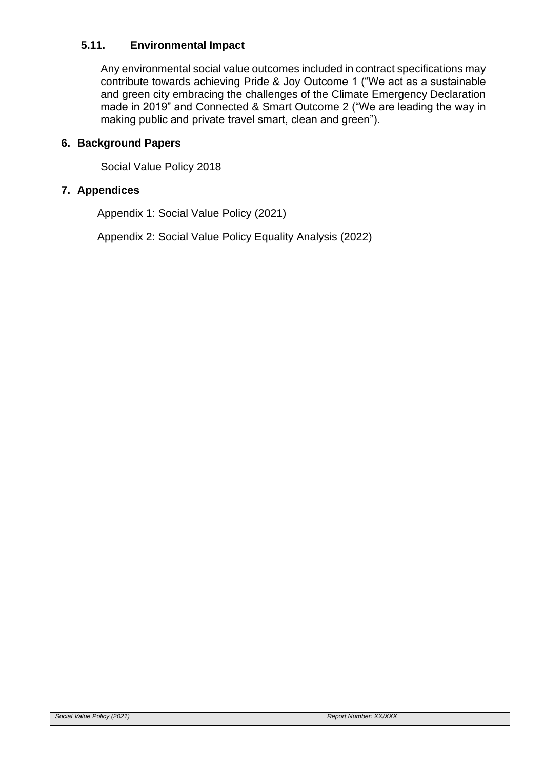### 5.11. Environmental Impact

Any environmental social value outcomes included in contract specifications may contribute towards achieving Pride & Joy Outcome 1 ("We act as a sustainable and green city embracing the challenges of the Climate Emergency Declaration made in 2019" and Connected & Smart Outcome 2 ("We are leading the way in making public and private travel smart, clean and green").

## 6. Background Papers

Social Value Policy 2018

## 7. Appendices

Appendix 1: Social Value Policy (2021)

Appendix 2: Social Value Policy Equality Analysis (2022)